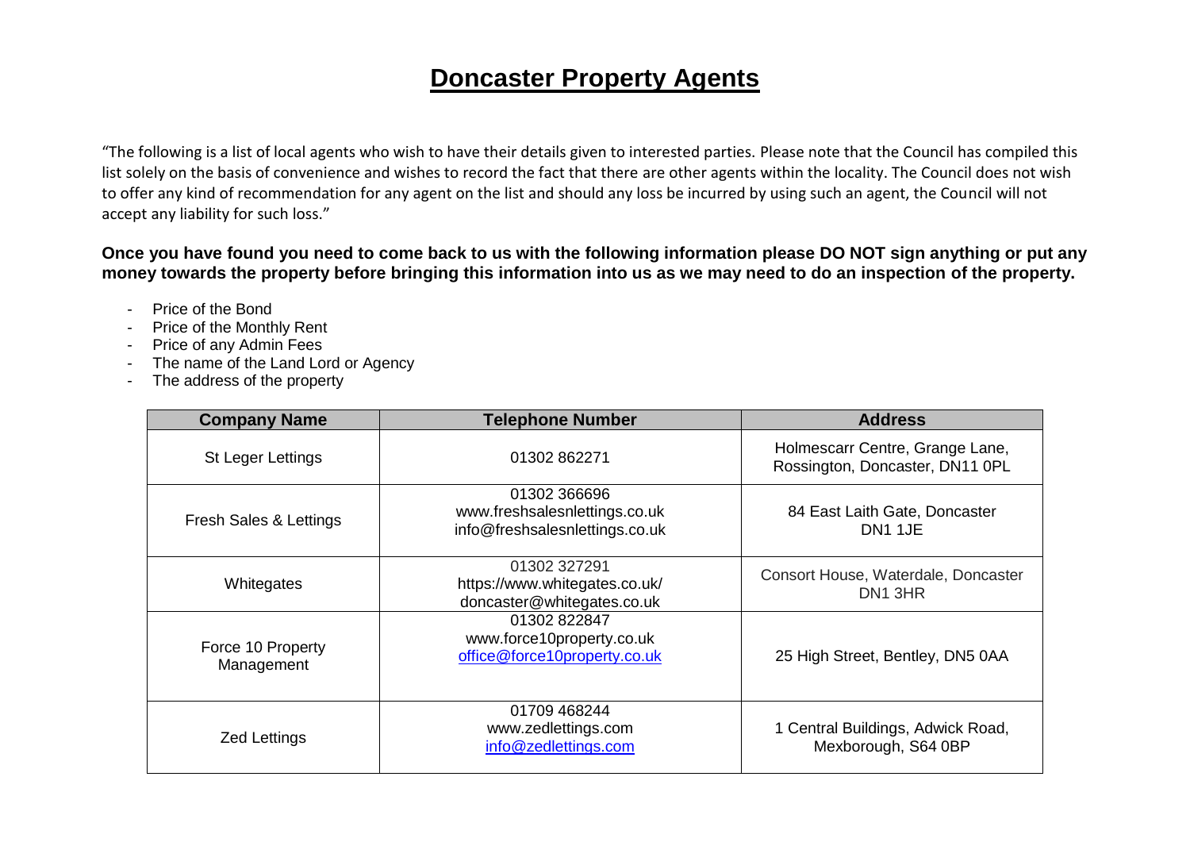# Doncaster Property Agents

"The following is a list of local agents who wish to have their details given to interested parties. Please note that the Council has compiled this list solely on the basis of convenience and wishes to record the fact that there are other agents within the locality. The Council does not wish to offer any kind of recommendation for any agent on the list and should any loss be incurred by using such an agent, the Council will not accept any liability for such loss."

**Once you have found you need to come back to us with the following information please DO NOT sign anything or put any money towards the property before bringing this information into us as we may need to do an inspection of the property.**

- Price of the Bond
- Price of the Monthly Rent
- Price of any Admin Fees
- The name of the Land Lord or Agency
- The address of the property

| Company Name | Telephone Number | Address |
|---|---|---|
| St Leger Lettings | 01302 862271 | Holmescarr Centre, Grange Lane, Rossington, Doncaster, DN11 0PL |
| Fresh Sales & Lettings | 01302 366696<br>www.freshsalesnlettings.co.uk<br>info@freshsalesnlettings.co.uk | 84 East Laith Gate, Doncaster DN1 1JE |
| Whitegates | 01302 327291<br>https://www.whitegates.co.uk/<br>doncaster@whitegates.co.uk | Consort House, Waterdale, Doncaster DN1 3HR |
| Force 10 Property Management | 01302 822847<br>www.force10property.co.uk<br>office@force10property.co.uk | 25 High Street, Bentley, DN5 0AA |
| Zed Lettings | 01709 468244<br>www.zedlettings.com<br>info@zedlettings.com | 1 Central Buildings, Adwick Road, Mexborough, S64 0BP |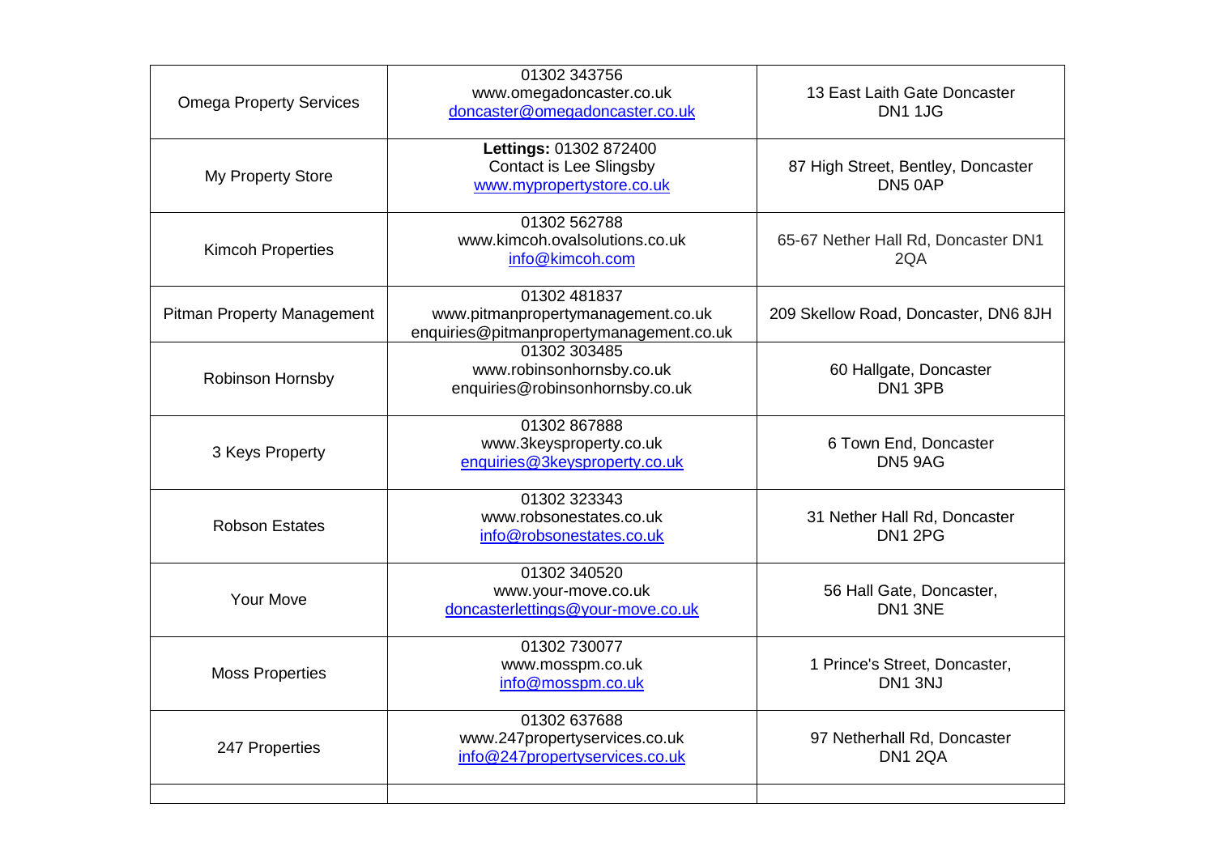| | | |
|---|---|---|
| Omega Property Services | 01302 343756<br>www.omegadoncaster.co.uk<br>doncaster@omegadoncaster.co.uk | 13 East Laith Gate Doncaster<br>DN1 1JG |
| My Property Store | **Lettings:** 01302 872400<br>Contact is Lee Slingsby<br>www.mypropertystore.co.uk | 87 High Street, Bentley, Doncaster<br>DN5 0AP |
| Kimcoh Properties | 01302 562788<br>www.kimcoh.ovalsolutions.co.uk<br>info@kimcoh.com | 65-67 Nether Hall Rd, Doncaster DN1 2QA |
| Pitman Property Management | 01302 481837<br>www.pitmanpropertymanagement.co.uk<br>enquiries@pitmanpropertymanagement.co.uk | 209 Skellow Road, Doncaster, DN6 8JH |
| Robinson Hornsby | 01302 303485<br>www.robinsonhornsby.co.uk<br>enquiries@robinsonhornsby.co.uk | 60 Hallgate, Doncaster<br>DN1 3PB |
| 3 Keys Property | 01302 867888<br>www.3keysproperty.co.uk<br>enquiries@3keysproperty.co.uk | 6 Town End, Doncaster<br>DN5 9AG |
| Robson Estates | 01302 323343<br>www.robsonestates.co.uk<br>info@robsonestates.co.uk | 31 Nether Hall Rd, Doncaster<br>DN1 2PG |
| Your Move | 01302 340520<br>www.your-move.co.uk<br>doncasterlettings@your-move.co.uk | 56 Hall Gate, Doncaster,<br>DN1 3NE |
| Moss Properties | 01302 730077<br>www.mosspm.co.uk<br>info@mosspm.co.uk | 1 Prince's Street, Doncaster,<br>DN1 3NJ |
| 247 Properties | 01302 637688<br>www.247propertyservices.co.uk<br>info@247propertyservices.co.uk | 97 Netherhall Rd, Doncaster<br>DN1 2QA |
| | | |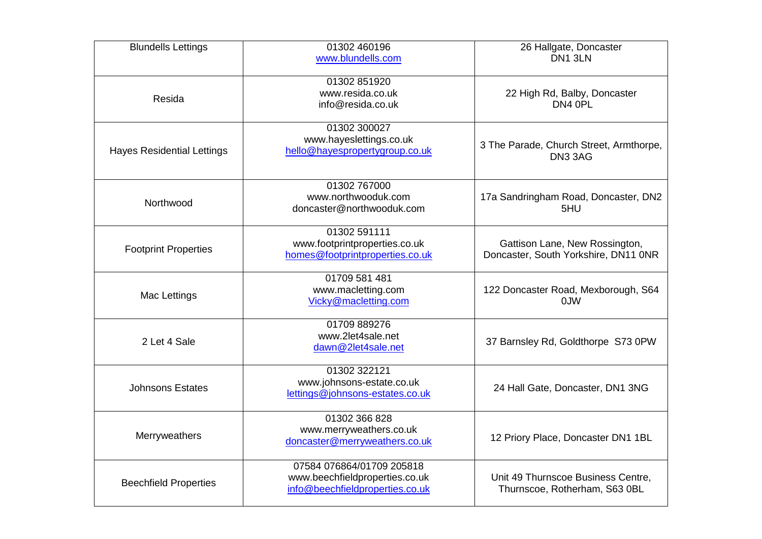| | | |
|---|---|---|
| Blundells Lettings | 01302 460196<br>www.blundells.com | 26 Hallgate, Doncaster<br>DN1 3LN |
| Resida | 01302 851920<br>www.resida.co.uk<br>info@resida.co.uk | 22 High Rd, Balby, Doncaster<br>DN4 0PL |
| Hayes Residential Lettings | 01302 300027<br>www.hayeslettings.co.uk<br>hello@hayespropertygroup.co.uk | 3 The Parade, Church Street, Armthorpe, DN3 3AG |
| Northwood | 01302 767000<br>www.northwooduk.com<br>doncaster@northwooduk.com | 17a Sandringham Road, Doncaster, DN2 5HU |
| Footprint Properties | 01302 591111<br>www.footprintproperties.co.uk<br>homes@footprintproperties.co.uk | Gattison Lane, New Rossington, Doncaster, South Yorkshire, DN11 0NR |
| Mac Lettings | 01709 581 481<br>www.macletting.com<br>Vicky@macletting.com | 122 Doncaster Road, Mexborough, S64 0JW |
| 2 Let 4 Sale | 01709 889276<br>www.2let4sale.net<br>dawn@2let4sale.net | 37 Barnsley Rd, Goldthorpe S73 0PW |
| Johnsons Estates | 01302 322121<br>www.johnsons-estate.co.uk<br>lettings@johnsons-estates.co.uk | 24 Hall Gate, Doncaster, DN1 3NG |
| Merryweathers | 01302 366 828<br>www.merryweathers.co.uk<br>doncaster@merryweathers.co.uk | 12 Priory Place, Doncaster DN1 1BL |
| Beechfield Properties | 07584 076864/01709 205818<br>www.beechfieldproperties.co.uk<br>info@beechfieldproperties.co.uk | Unit 49 Thurnscoe Business Centre, Thurnscoe, Rotherham, S63 0BL |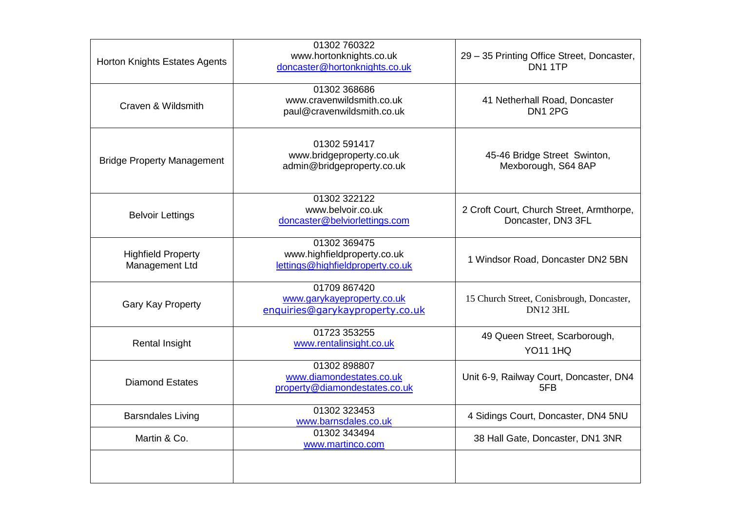| | | |
|---|---|---|
| Horton Knights Estates Agents | 01302 760322<br>www.hortonknights.co.uk<br>doncaster@hortonknights.co.uk | 29 – 35 Printing Office Street, Doncaster, DN1 1TP |
| Craven & Wildsmith | 01302 368686<br>www.cravenwildsmith.co.uk<br>paul@cravenwildsmith.co.uk | 41 Netherhall Road, Doncaster DN1 2PG |
| Bridge Property Management | 01302 591417<br>www.bridgeproperty.co.uk<br>admin@bridgeproperty.co.uk | 45-46 Bridge Street Swinton, Mexborough, S64 8AP |
| Belvoir Lettings | 01302 322122<br>www.belvoir.co.uk<br>doncaster@belviorlettings.com | 2 Croft Court, Church Street, Armthorpe, Doncaster, DN3 3FL |
| Highfield Property Management Ltd | 01302 369475<br>www.highfieldproperty.co.uk<br>lettings@highfieldproperty.co.uk | 1 Windsor Road, Doncaster DN2 5BN |
| Gary Kay Property | 01709 867420<br>www.garykayeproperty.co.uk<br>enquiries@garykayproperty.co.uk | 15 Church Street, Conisbrough, Doncaster, DN12 3HL |
| Rental Insight | 01723 353255<br>www.rentalinsight.co.uk | 49 Queen Street, Scarborough, YO11 1HQ |
| Diamond Estates | 01302 898807<br>www.diamondestates.co.uk<br>property@diamondestates.co.uk | Unit 6-9, Railway Court, Doncaster, DN4 5FB |
| Barsndales Living | 01302 323453<br>www.barnsdales.co.uk | 4 Sidings Court, Doncaster, DN4 5NU |
| Martin & Co. | 01302 343494<br>www.martinco.com | 38 Hall Gate, Doncaster, DN1 3NR |
| | | |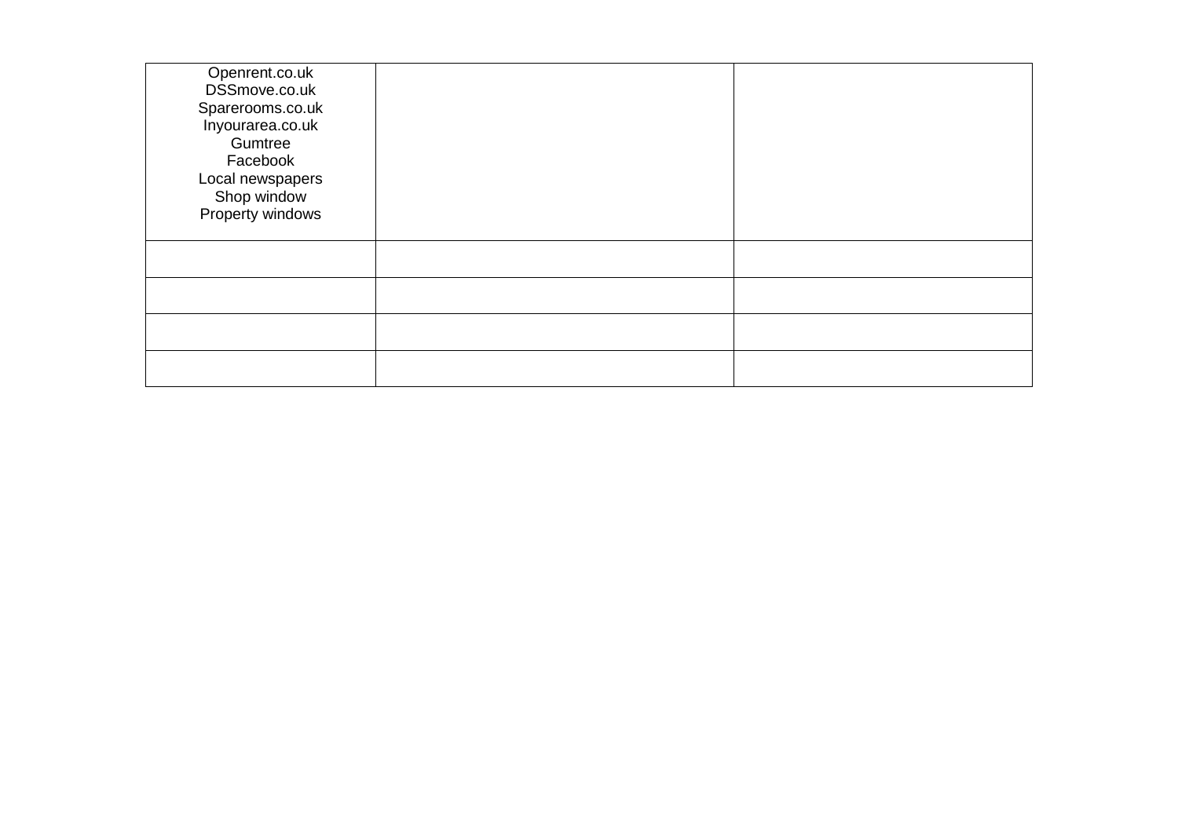| | | |
|---|---|---|
| Openrent.co.uk<br>DSSmove.co.uk<br>Sparerooms.co.uk<br>Inyourarea.co.uk<br>Gumtree<br>Facebook<br>Local newspapers<br>Shop window<br>Property windows | | |
| | | |
| | | |
| | | |
| | | |